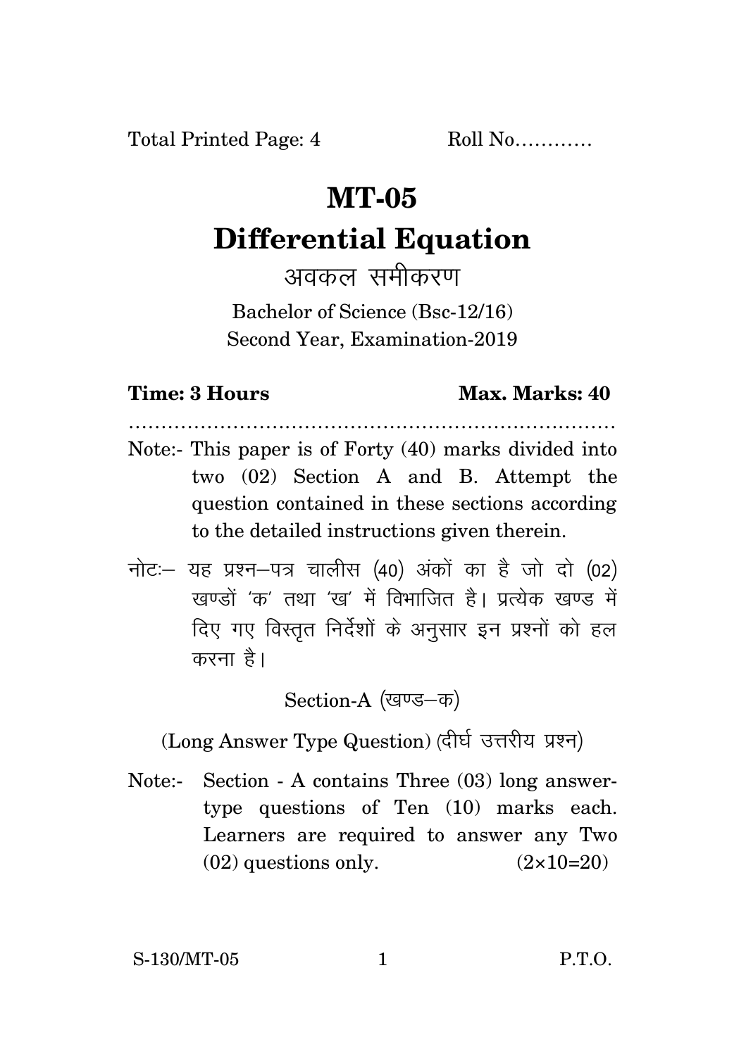Total Printed Page: 4 Roll No…………

# MT-05

# Differential Equation

## अवकल समीकरण

Bachelor of Science (Bsc-12/16)
Second Year, Examination-2019

**Time: 3 Hours** **Max. Marks: 40**

…………………………………………………………………

Note:- This paper is of Forty (40) marks divided into two (02) Section A and B. Attempt the question contained in these sections according to the detailed instructions given therein.

नोटः– यह प्रश्न–पत्र चालीस (40) अंकों का है जो दो (02) खण्डों 'क' तथा 'ख' में विभाजित है। प्रत्येक खण्ड में दिए गए विस्तृत निर्देशों के अनुसार इन प्रश्नों को हल करना है।

Section-A (खण्ड–क)

(Long Answer Type Question) (दीर्घ उत्तरीय प्रश्न)

Note:- Section - A contains Three (03) long answer-type questions of Ten (10) marks each. Learners are required to answer any Two (02) questions only. (2×10=20)

S-130/MT-05 P.T.O.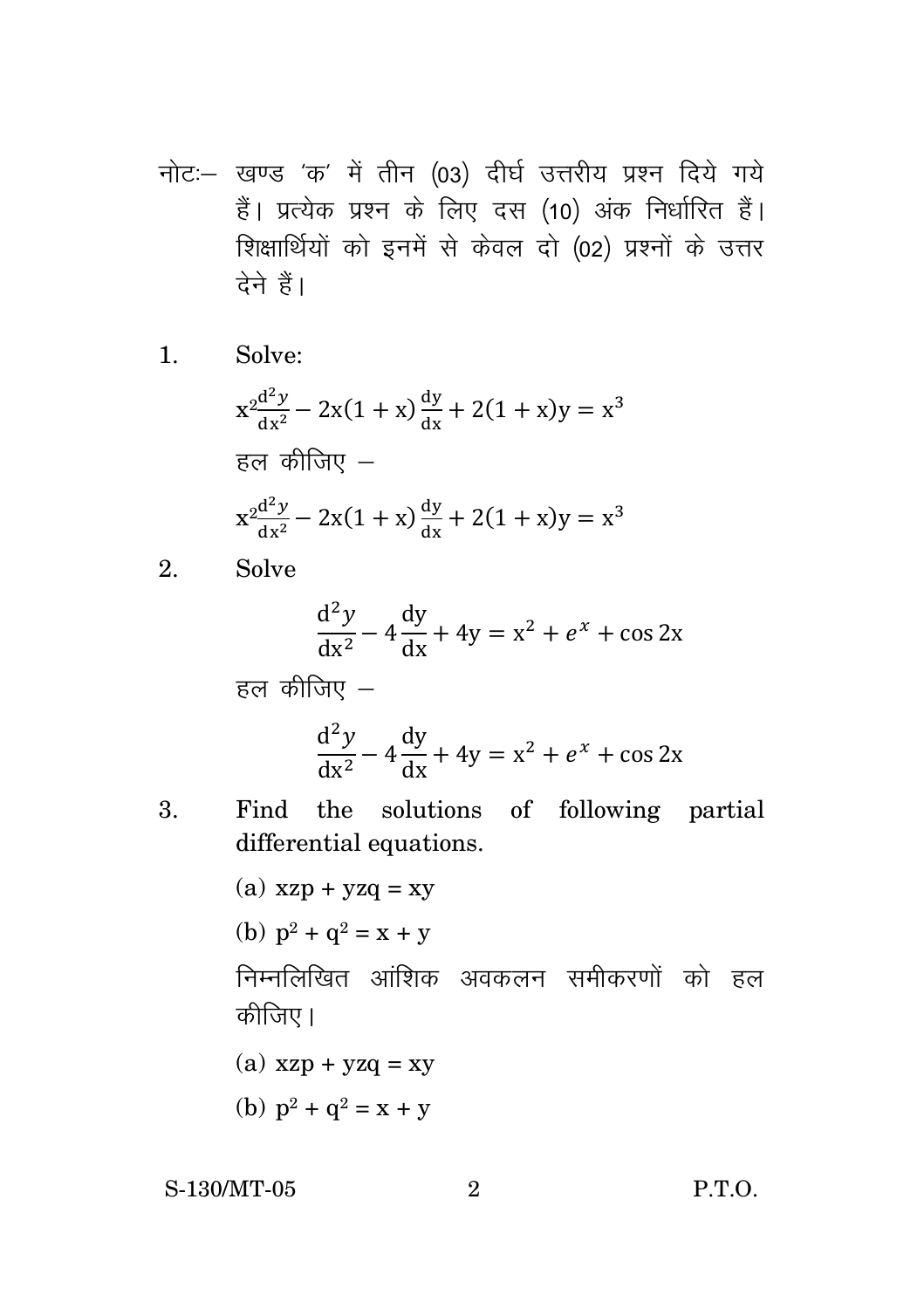नोटः— खण्ड 'क' में तीन (03) दीर्घ उत्तरीय प्रश्न दिये गये हैं। प्रत्येक प्रश्न के लिए दस (10) अंक निर्धारित हैं। शिक्षार्थियों को इनमें से केवल दो (02) प्रश्नों के उत्तर देने हैं।

1. Solve:

$$x^2\frac{d^2y}{dx^2} - 2x(1+x)\frac{dy}{dx} + 2(1+x)y = x^3$$

हल कीजिए —

$$x^2\frac{d^2y}{dx^2} - 2x(1+x)\frac{dy}{dx} + 2(1+x)y = x^3$$

2. Solve

$$\frac{d^2y}{dx^2} - 4\frac{dy}{dx} + 4y = x^2 + e^x + \cos 2x$$

हल कीजिए —

$$\frac{d^2y}{dx^2} - 4\frac{dy}{dx} + 4y = x^2 + e^x + \cos 2x$$

3. Find the solutions of following partial differential equations.

(a) $xzp + yzq = xy$

(b) $p^2 + q^2 = x + y$

निम्नलिखित आंशिक अवकलन समीकरणों को हल कीजिए।

(a) $xzp + yzq = xy$

(b) $p^2 + q^2 = x + y$

S-130/MT-05 P.T.O.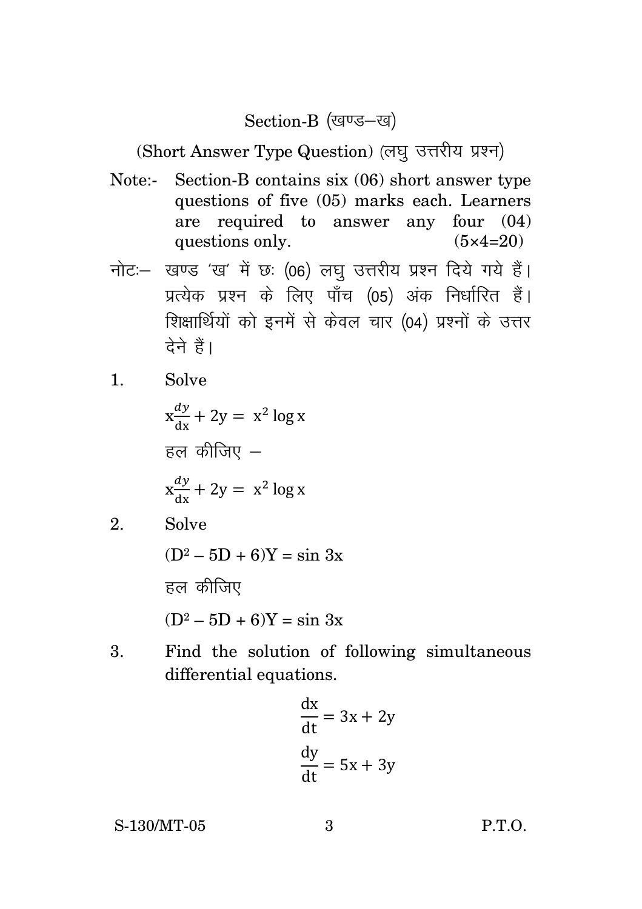## Section-B (खण्ड–ख)

(Short Answer Type Question) (लघु उत्तरीय प्रश्न)

Note:- Section-B contains six (06) short answer type questions of five (05) marks each. Learners are required to answer any four (04) questions only. (5×4=20)

नोटः– खण्ड 'ख' में छः (06) लघु उत्तरीय प्रश्न दिये गये हैं। प्रत्येक प्रश्न के लिए पाँच (05) अंक निर्धारित हैं। शिक्षार्थियों को इनमें से केवल चार (04) प्रश्नों के उत्तर देने हैं।

1. Solve

   $$x\frac{dy}{dx} + 2y = x^2 \log x$$

   हल कीजिए –

   $$x\frac{dy}{dx} + 2y = x^2 \log x$$

2. Solve

   $$(D^2 - 5D + 6)Y = \sin 3x$$

   हल कीजिए

   $$(D^2 - 5D + 6)Y = \sin 3x$$

3. Find the solution of following simultaneous differential equations.

   $$\frac{dx}{dt} = 3x + 2y$$

   $$\frac{dy}{dt} = 5x + 3y$$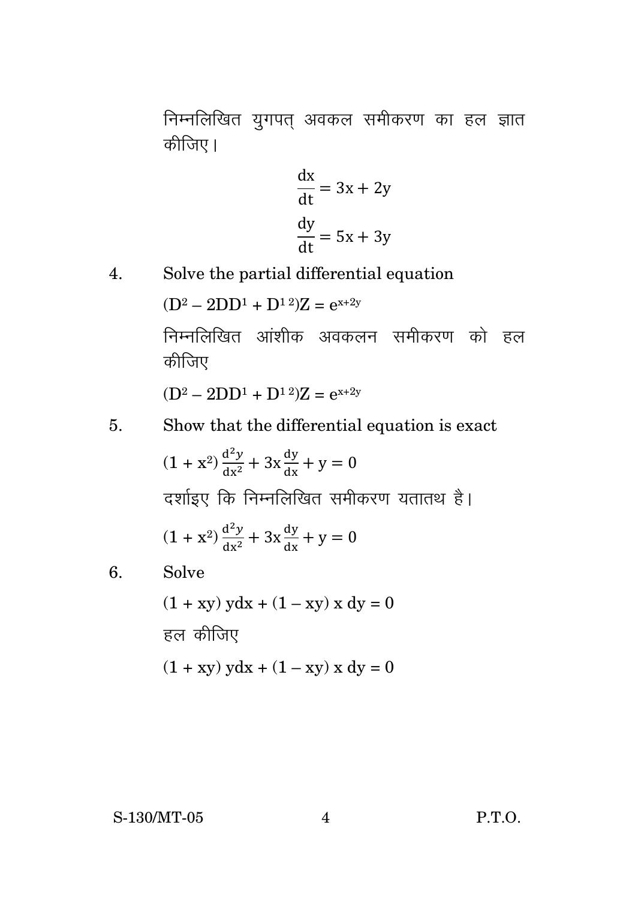निम्नलिखित युगपत् अवकल समीकरण का हल ज्ञात कीजिए।

$$\frac{dx}{dt} = 3x + 2y$$

$$\frac{dy}{dt} = 5x + 3y$$

4. Solve the partial differential equation

$(D^2 - 2DD^1 + D^{1\,2})Z = e^{x+2y}$

निम्नलिखित आंशीक अवकलन समीकरण को हल कीजिए

$(D^2 - 2DD^1 + D^{1\,2})Z = e^{x+2y}$

5. Show that the differential equation is exact

$(1 + x^2)\frac{d^2y}{dx^2} + 3x\frac{dy}{dx} + y = 0$

दर्शाइए कि निम्नलिखित समीकरण यतातथ है।

$(1 + x^2)\frac{d^2y}{dx^2} + 3x\frac{dy}{dx} + y = 0$

6. Solve

$(1 + xy)\, ydx + (1 - xy)\, x\, dy = 0$

हल कीजिए

$(1 + xy)\, ydx + (1 - xy)\, x\, dy = 0$

S-130/MT-05

P.T.O.